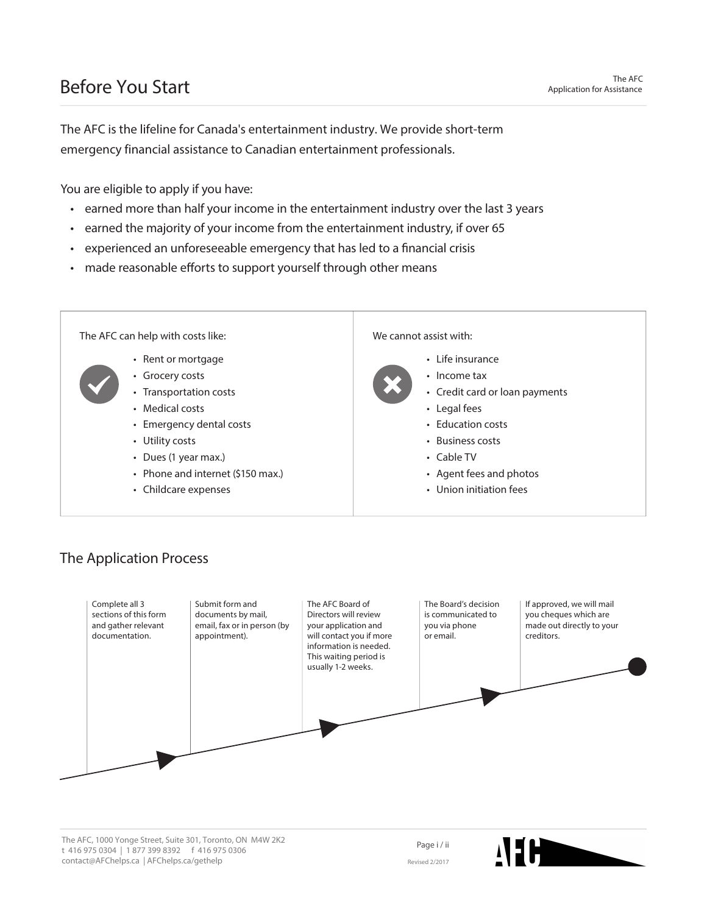# Before You Start

The AFC is the lifeline for Canada's entertainment industry. We provide short-term emergency financial assistance to Canadian entertainment professionals.

You are eligible to apply if you have:

- earned more than half your income in the entertainment industry over the last 3 years
- earned the majority of your income from the entertainment industry, if over 65
- experienced an unforeseeable emergency that has led to a financial crisis
- made reasonable efforts to support yourself through other means

The AFC can help with costs like:

- Rent or mortgage
- Grocery costs
- Transportation costs
- Medical costs
- Emergency dental costs
- Utility costs
- Dues (1 year max.)
- Phone and internet ($150 max.)
- Childcare expenses

We cannot assist with:

- Life insurance
- Income tax
- Credit card or loan payments
- Legal fees
- Education costs
- Business costs
- Cable TV
- Agent fees and photos
- Union initiation fees

## The Application Process

1. Complete all 3 sections of this form and gather relevant documentation.
2. Submit form and documents by mail, email, fax or in person (by appointment).
3. The AFC Board of Directors will review your application and will contact you if more information is needed. This waiting period is usually 1-2 weeks.
4. The Board's decision is communicated to you via phone or email.
5. If approved, we will mail you cheques which are made out directly to your creditors.

The AFC, 1000 Yonge Street, Suite 301, Toronto, ON M4W 2K2
t 416 975 0304 | 1 877 399 8392 f 416 975 0306
contact@AFChelps.ca | AFChelps.ca/gethelp

Revised 2/2017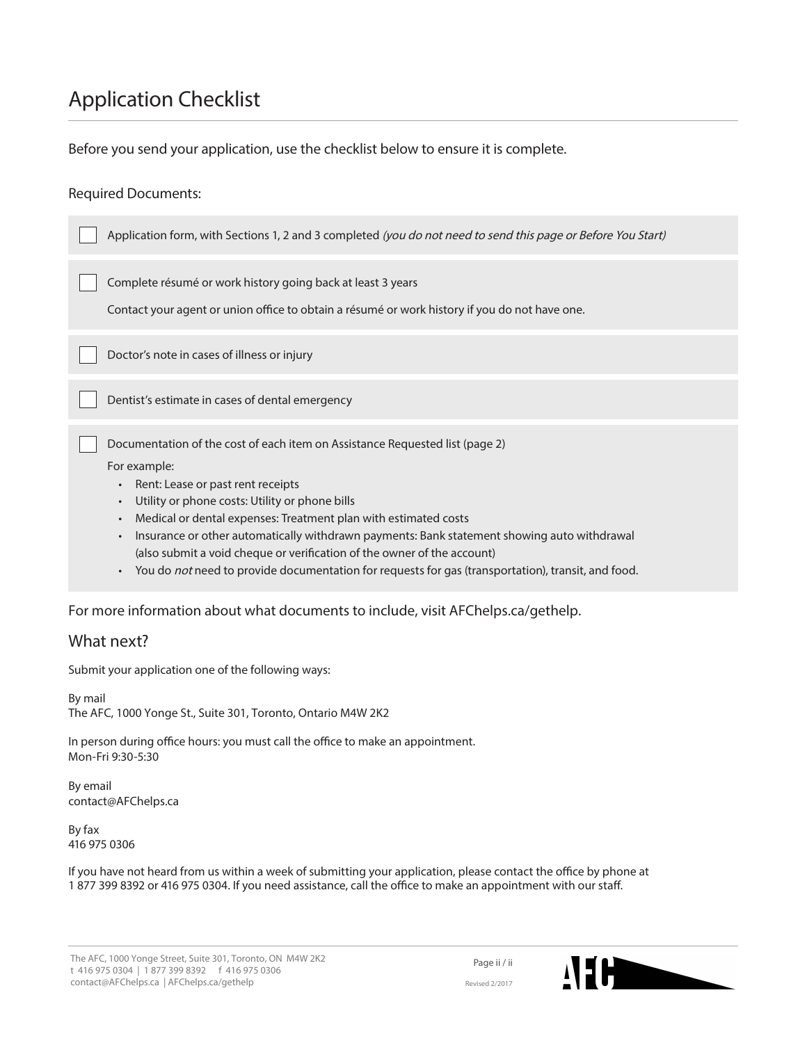# Application Checklist

Before you send your application, use the checklist below to ensure it is complete.

Required Documents:

- [ ] Application form, with Sections 1, 2 and 3 completed *(you do not need to send this page or Before You Start)*

- [ ] Complete résumé or work history going back at least 3 years

  Contact your agent or union office to obtain a résumé or work history if you do not have one.

- [ ] Doctor's note in cases of illness or injury

- [ ] Dentist's estimate in cases of dental emergency

- [ ] Documentation of the cost of each item on Assistance Requested list (page 2)

  For example:

  - Rent: Lease or past rent receipts
  - Utility or phone costs: Utility or phone bills
  - Medical or dental expenses: Treatment plan with estimated costs
  - Insurance or other automatically withdrawn payments: Bank statement showing auto withdrawal (also submit a void cheque or verification of the owner of the account)
  - You do *not* need to provide documentation for requests for gas (transportation), transit, and food.

For more information about what documents to include, visit AFChelps.ca/gethelp.

## What next?

Submit your application one of the following ways:

By mail
The AFC, 1000 Yonge St., Suite 301, Toronto, Ontario M4W 2K2

In person during office hours: you must call the office to make an appointment.
Mon-Fri 9:30-5:30

By email
contact@AFChelps.ca

By fax
416 975 0306

If you have not heard from us within a week of submitting your application, please contact the office by phone at 1 877 399 8392 or 416 975 0304. If you need assistance, call the office to make an appointment with our staff.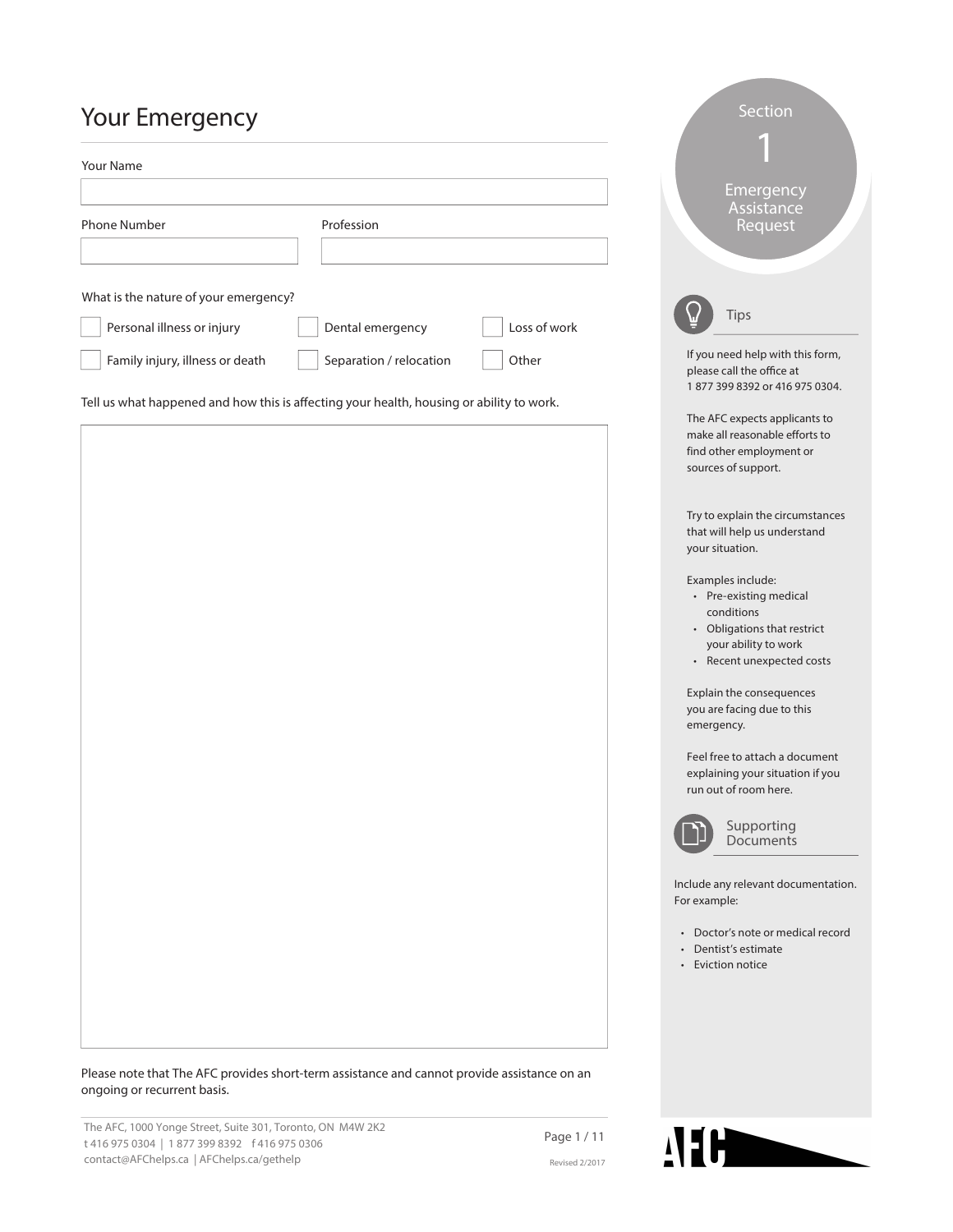# Your Emergency

Your Name

Phone Number

Profession

What is the nature of your emergency?

- ☐ Personal illness or injury
- ☐ Dental emergency
- ☐ Loss of work
- ☐ Family injury, illness or death
- ☐ Separation / relocation
- ☐ Other

Tell us what happened and how this is affecting your health, housing or ability to work.

Please note that The AFC provides short-term assistance and cannot provide assistance on an ongoing or recurrent basis.

The AFC, 1000 Yonge Street, Suite 301, Toronto, ON M4W 2K2
t 416 975 0304 | 1 877 399 8392 f 416 975 0306
contact@AFChelps.ca | AFChelps.ca/gethelp

Revised 2/2017

## Section 1 Emergency Assistance Request

### Tips

If you need help with this form, please call the office at 1 877 399 8392 or 416 975 0304.

The AFC expects applicants to make all reasonable efforts to find other employment or sources of support.

Try to explain the circumstances that will help us understand your situation.

Examples include:

- Pre-existing medical conditions
- Obligations that restrict your ability to work
- Recent unexpected costs

Explain the consequences you are facing due to this emergency.

Feel free to attach a document explaining your situation if you run out of room here.

### Supporting Documents

Include any relevant documentation. For example:

- Doctor's note or medical record
- Dentist's estimate
- Eviction notice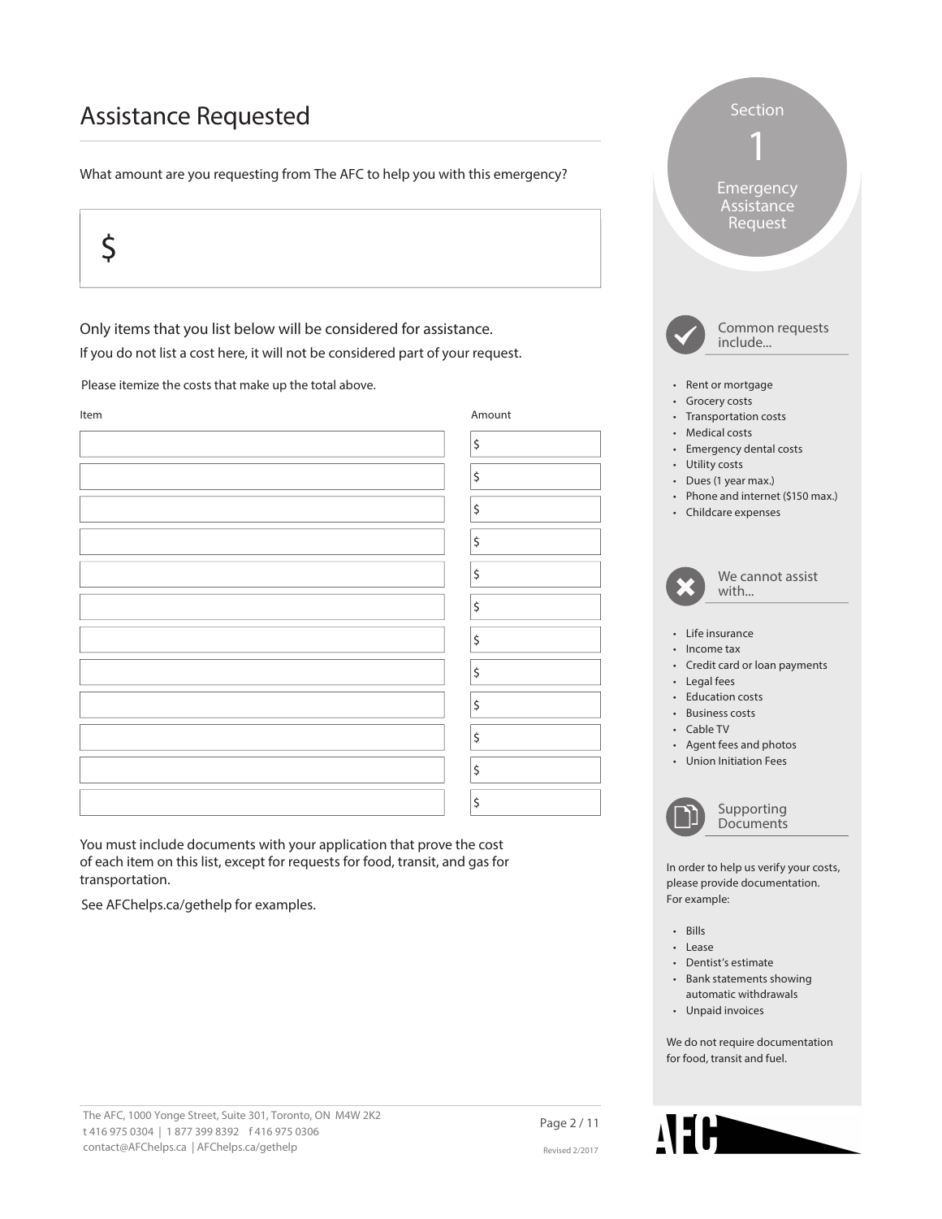# Assistance Requested

What amount are you requesting from The AFC to help you with this emergency?

$

Only items that you list below will be considered for assistance.

If you do not list a cost here, it will not be considered part of your request.

Please itemize the costs that make up the total above.

| Item | Amount |
| --- | --- |
| | $ |
| | $ |
| | $ |
| | $ |
| | $ |
| | $ |
| | $ |
| | $ |
| | $ |
| | $ |
| | $ |
| | $ |

You must include documents with your application that prove the cost of each item on this list, except for requests for food, transit, and gas for transportation.

See AFChelps.ca/gethelp for examples.

## Section 1 Emergency Assistance Request

### Common requests include...

- Rent or mortgage
- Grocery costs
- Transportation costs
- Medical costs
- Emergency dental costs
- Utility costs
- Dues (1 year max.)
- Phone and internet ($150 max.)
- Childcare expenses

### We cannot assist with...

- Life insurance
- Income tax
- Credit card or loan payments
- Legal fees
- Education costs
- Business costs
- Cable TV
- Agent fees and photos
- Union Initiation Fees

### Supporting Documents

In order to help us verify your costs, please provide documentation. For example:

- Bills
- Lease
- Dentist's estimate
- Bank statements showing automatic withdrawals
- Unpaid invoices

We do not require documentation for food, transit and fuel.

The AFC, 1000 Yonge Street, Suite 301, Toronto, ON M4W 2K2
t 416 975 0304 | 1 877 399 8392 f 416 975 0306
contact@AFChelps.ca | AFChelps.ca/gethelp

Revised 2/2017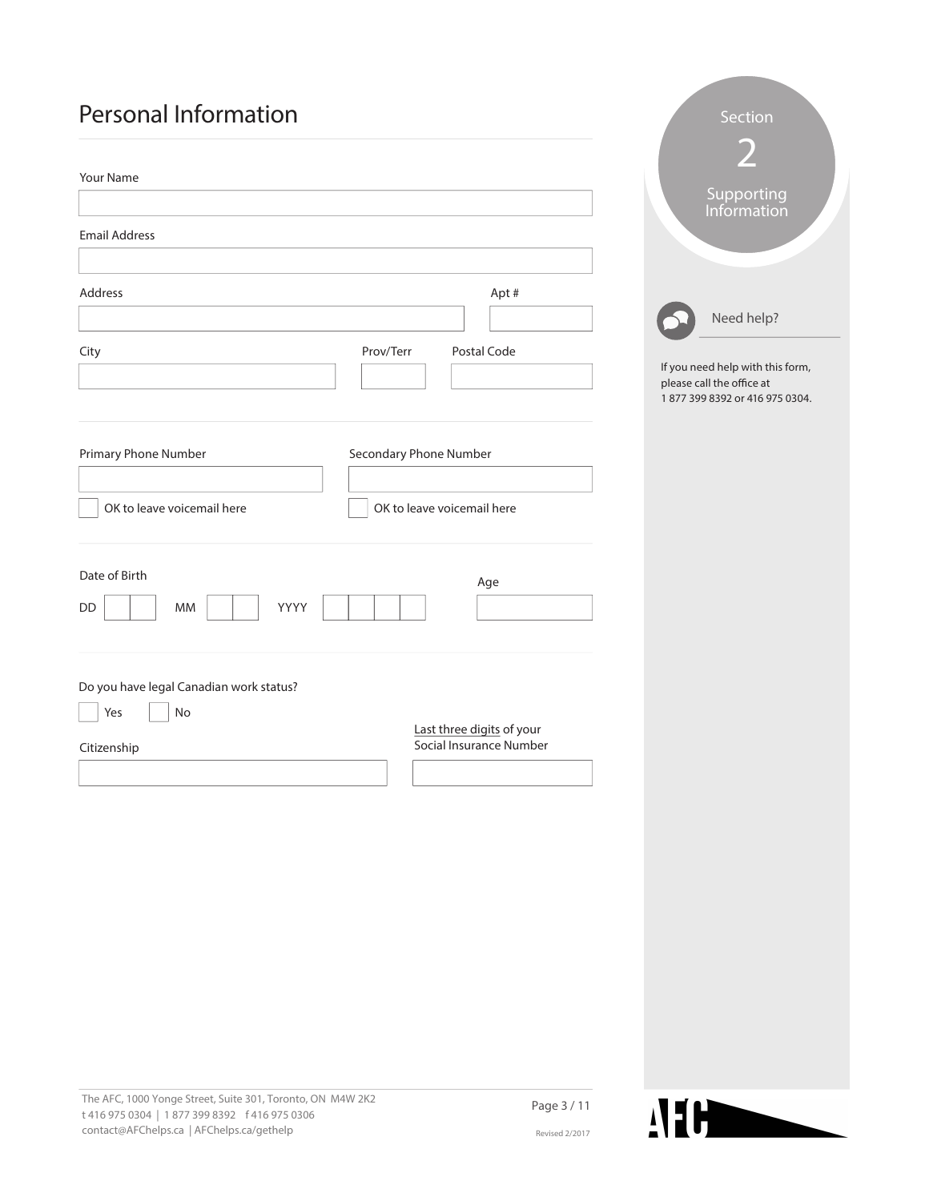# Personal Information

Your Name

Email Address

Address

Apt #

City

Prov/Terr

Postal Code

Primary Phone Number

☐ OK to leave voicemail here

Secondary Phone Number

☐ OK to leave voicemail here

Date of Birth

DD | | MM | | YYYY | | | |

Age

Do you have legal Canadian work status?

☐ Yes ☐ No

Citizenship

Last three digits of your Social Insurance Number

Section 2

Supporting Information

Need help?

If you need help with this form, please call the office at 1 877 399 8392 or 416 975 0304.

The AFC, 1000 Yonge Street, Suite 301, Toronto, ON M4W 2K2
t 416 975 0304 | 1 877 399 8392 f 416 975 0306
contact@AFChelps.ca | AFChelps.ca/gethelp

Revised 2/2017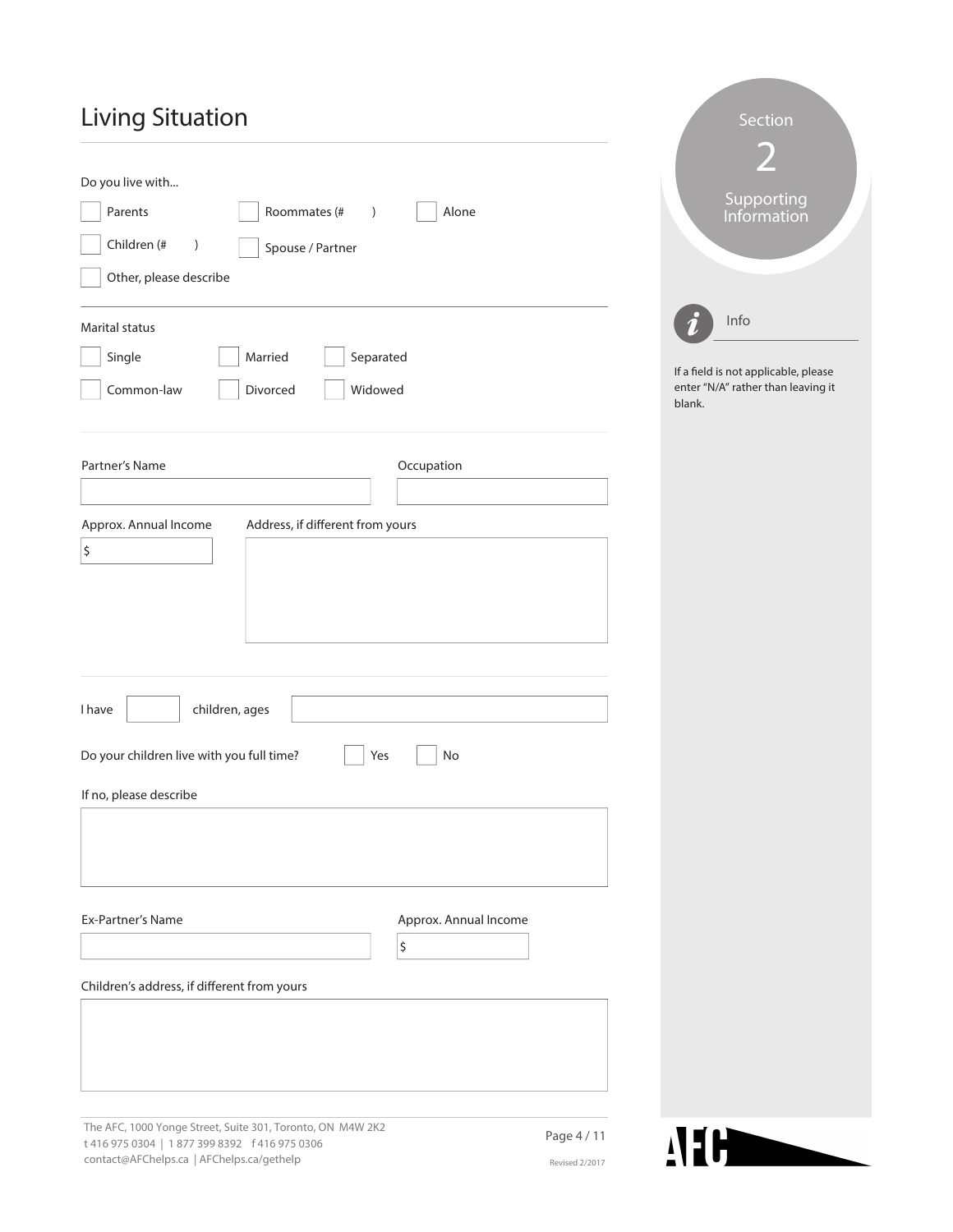# Living Situation

Do you live with...

- ☐ Parents
- ☐ Roommates (# )
- ☐ Alone
- ☐ Children (# )
- ☐ Spouse / Partner
- ☐ Other, please describe

Marital status

- ☐ Single
- ☐ Married
- ☐ Separated
- ☐ Common-law
- ☐ Divorced
- ☐ Widowed

Partner's Name

Occupation

Approx. Annual Income

$

Address, if different from yours

I have ______ children, ages ______

Do your children live with you full time? ☐ Yes ☐ No

If no, please describe

Ex-Partner's Name

Approx. Annual Income

$

Children's address, if different from yours

## Section 2 – Supporting Information

**Info**

If a field is not applicable, please enter "N/A" rather than leaving it blank.

The AFC, 1000 Yonge Street, Suite 301, Toronto, ON M4W 2K2
t 416 975 0304 | 1 877 399 8392 f 416 975 0306
contact@AFChelps.ca | AFChelps.ca/gethelp

Revised 2/2017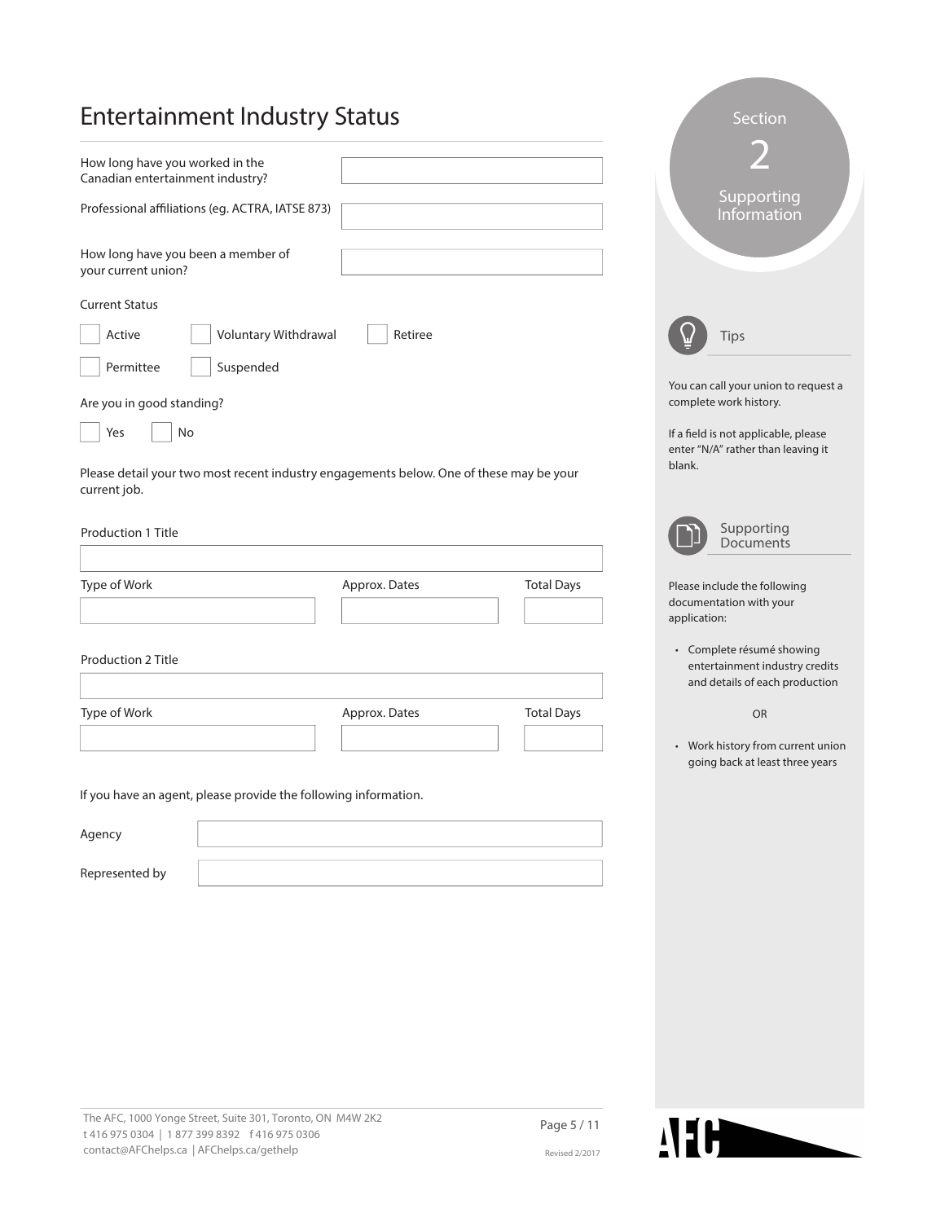# Entertainment Industry Status

How long have you worked in the Canadian entertainment industry?

Professional affiliations (eg. ACTRA, IATSE 873)

How long have you been a member of your current union?

Current Status

- [ ] Active
- [ ] Voluntary Withdrawal
- [ ] Retiree
- [ ] Permittee
- [ ] Suspended

Are you in good standing?

- [ ] Yes
- [ ] No

Please detail your two most recent industry engagements below. One of these may be your current job.

Production 1 Title

| Type of Work | Approx. Dates | Total Days |
|---|---|---|
| | | |

Production 2 Title

| Type of Work | Approx. Dates | Total Days |
|---|---|---|
| | | |

If you have an agent, please provide the following information.

Agency

Represented by

## Section 2 Supporting Information

### Tips

You can call your union to request a complete work history.

If a field is not applicable, please enter "N/A" rather than leaving it blank.

### Supporting Documents

Please include the following documentation with your application:

- Complete résumé showing entertainment industry credits and details of each production

OR

- Work history from current union going back at least three years

The AFC, 1000 Yonge Street, Suite 301, Toronto, ON M4W 2K2
t 416 975 0304 | 1 877 399 8392 f 416 975 0306
contact@AFChelps.ca | AFChelps.ca/gethelp

Revised 2/2017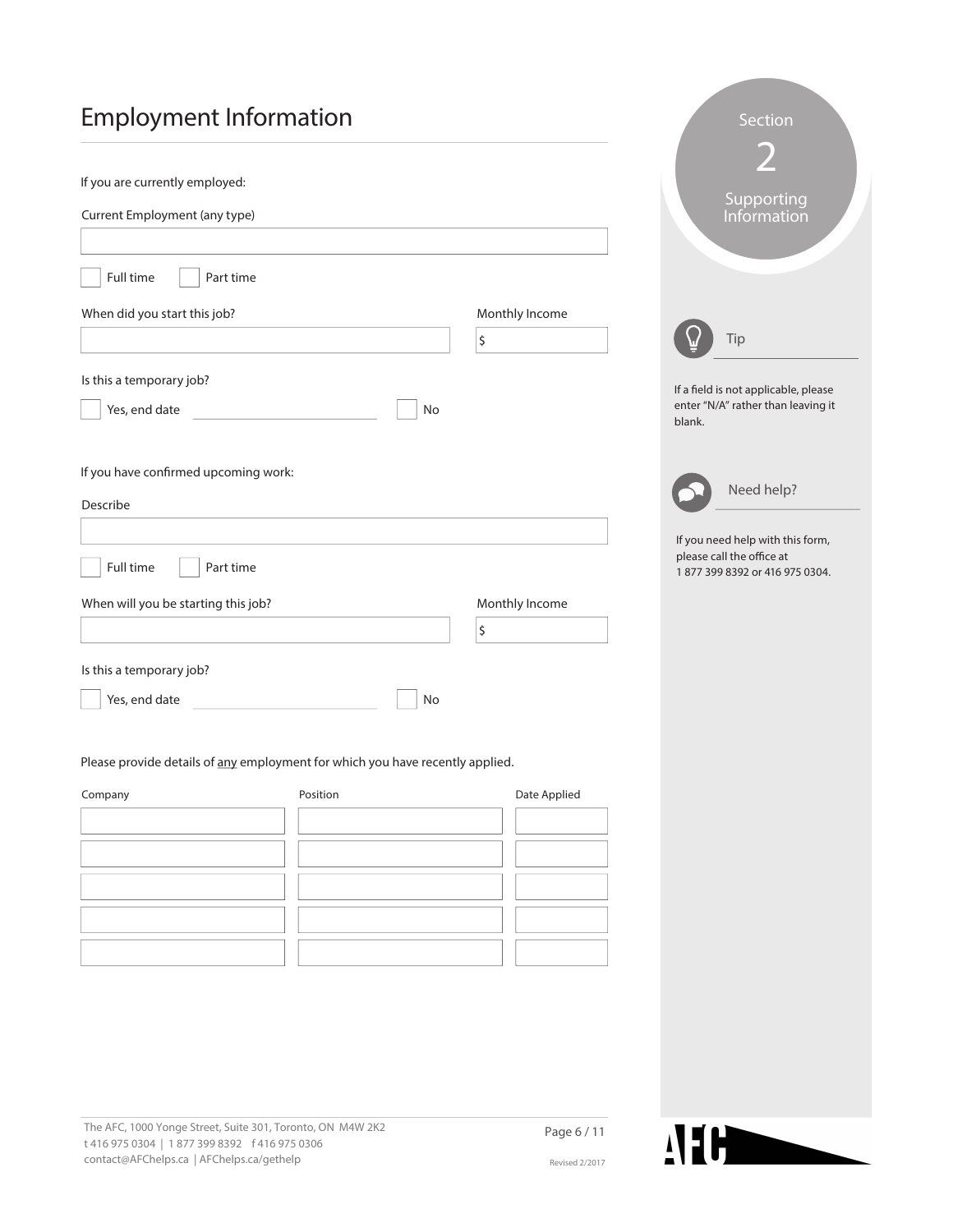# Employment Information

If you are currently employed:

Current Employment (any type)

☐ Full time ☐ Part time

When did you start this job?

Monthly Income

$

Is this a temporary job?

☐ Yes, end date ______________________ ☐ No

If you have confirmed upcoming work:

Describe

☐ Full time ☐ Part time

When will you be starting this job?

Monthly Income

$

Is this a temporary job?

☐ Yes, end date ______________________ ☐ No

Please provide details of any employment for which you have recently applied.

| Company | Position | Date Applied |
| --- | --- | --- |
| | | |
| | | |
| | | |
| | | |
| | | |

Section 2

Supporting Information

**Tip**

If a field is not applicable, please enter "N/A" rather than leaving it blank.

**Need help?**

If you need help with this form, please call the office at 1 877 399 8392 or 416 975 0304.

The AFC, 1000 Yonge Street, Suite 301, Toronto, ON M4W 2K2
t 416 975 0304 | 1 877 399 8392 f 416 975 0306
contact@AFChelps.ca | AFChelps.ca/gethelp

Revised 2/2017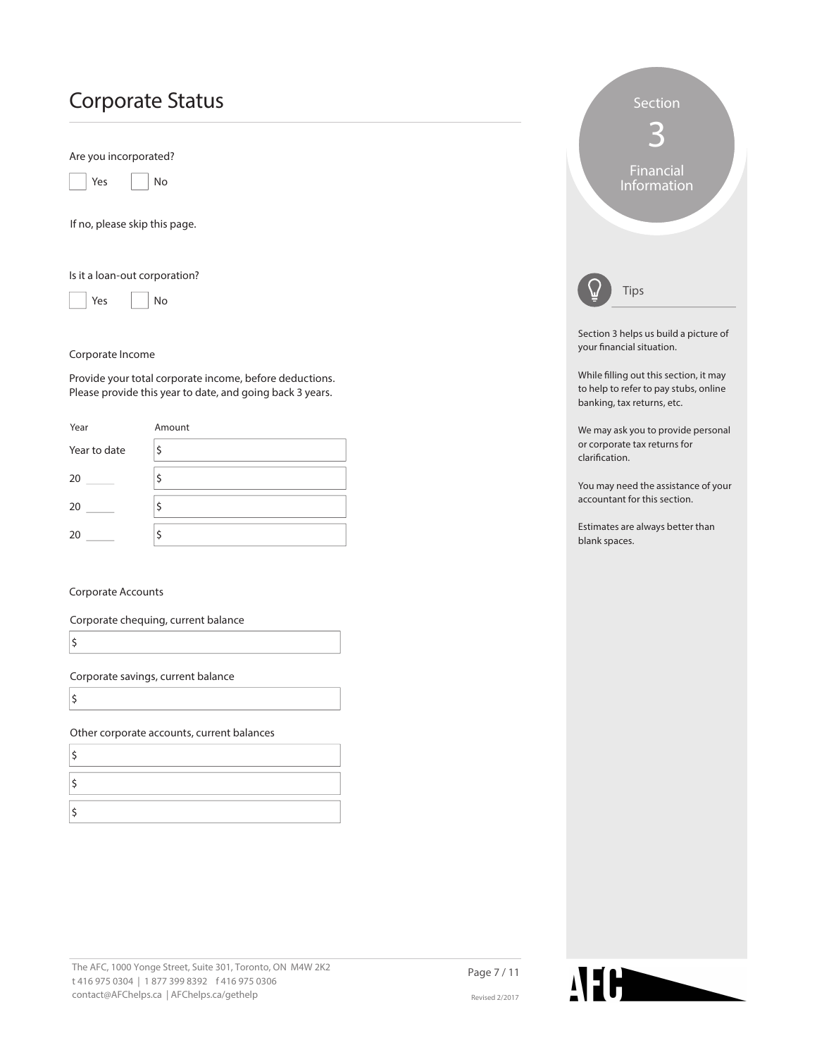# Corporate Status

Are you incorporated?

☐ Yes ☐ No

If no, please skip this page.

Is it a loan-out corporation?

☐ Yes ☐ No

Corporate Income

Provide your total corporate income, before deductions.
Please provide this year to date, and going back 3 years.

| Year | Amount |
| --- | --- |
| Year to date | $ |
| 20 _____ | $ |
| 20 _____ | $ |
| 20 _____ | $ |

Corporate Accounts

Corporate chequing, current balance

$

Corporate savings, current balance

$

Other corporate accounts, current balances

$

$

$

Section 3
Financial Information

Tips

Section 3 helps us build a picture of your financial situation.

While filling out this section, it may to help to refer to pay stubs, online banking, tax returns, etc.

We may ask you to provide personal or corporate tax returns for clarification.

You may need the assistance of your accountant for this section.

Estimates are always better than blank spaces.

The AFC, 1000 Yonge Street, Suite 301, Toronto, ON M4W 2K2
t 416 975 0304 | 1 877 399 8392 f 416 975 0306
contact@AFChelps.ca | AFChelps.ca/gethelp

Revised 2/2017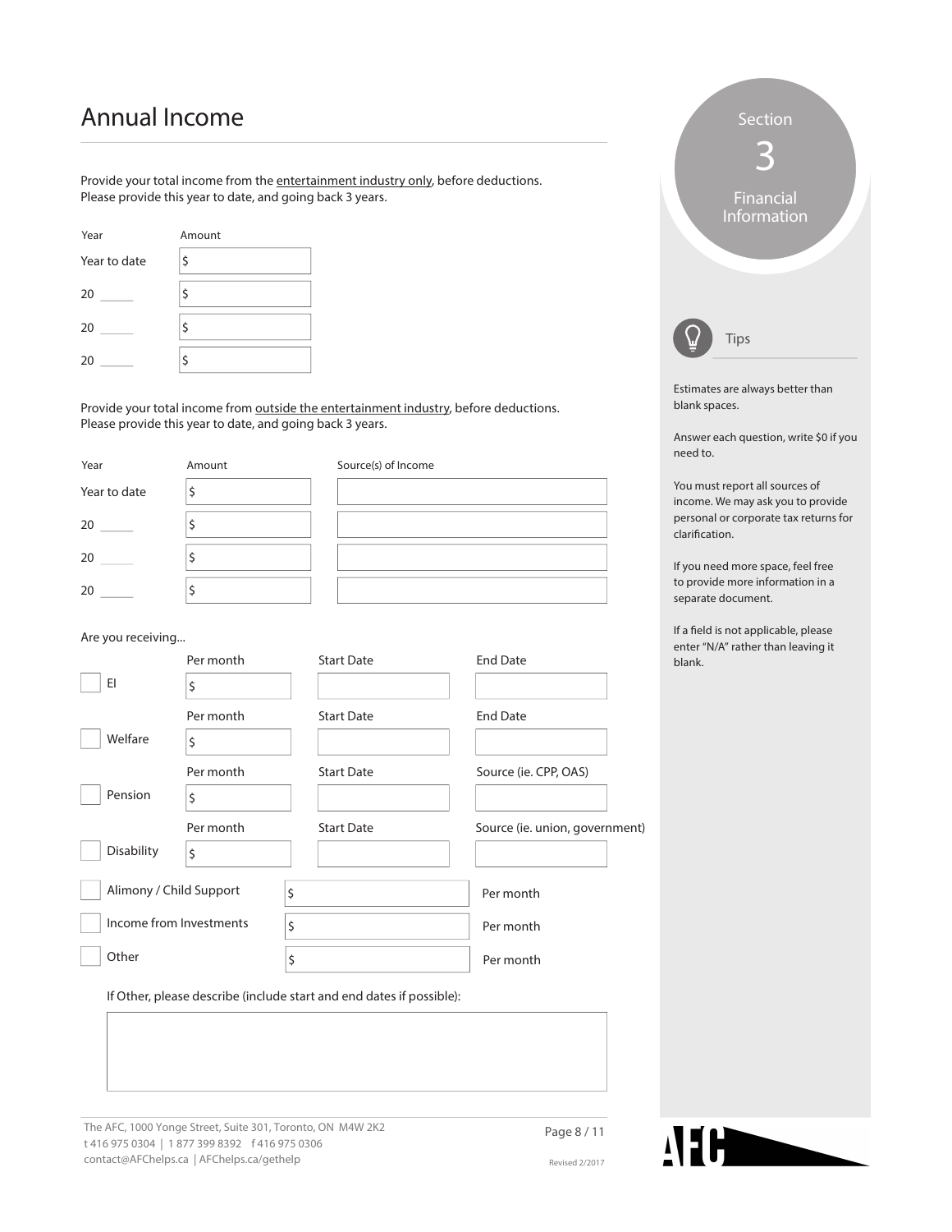# Annual Income

Provide your total income from the entertainment industry only, before deductions.
Please provide this year to date, and going back 3 years.

| Year | Amount |
|---|---|
| Year to date | $ |
| 20 _____ | $ |
| 20 _____ | $ |
| 20 _____ | $ |

Provide your total income from outside the entertainment industry, before deductions.
Please provide this year to date, and going back 3 years.

| Year | Amount | Source(s) of Income |
|---|---|---|
| Year to date | $ | |
| 20 _____ | $ | |
| 20 _____ | $ | |
| 20 _____ | $ | |

Are you receiving...

| | Per month | Start Date | End Date |
|---|---|---|---|
| ☐ EI | $ | | |

| | Per month | Start Date | End Date |
|---|---|---|---|
| ☐ Welfare | $ | | |

| | Per month | Start Date | Source (ie. CPP, OAS) |
|---|---|---|---|
| ☐ Pension | $ | | |

| | Per month | Start Date | Source (ie. union, government) |
|---|---|---|---|
| ☐ Disability | $ | | |

☐ Alimony / Child Support $ ________ Per month

☐ Income from Investments $ ________ Per month

☐ Other $ ________ Per month

If Other, please describe (include start and end dates if possible):

## Section 3 Financial Information

### Tips

Estimates are always better than blank spaces.

Answer each question, write $0 if you need to.

You must report all sources of income. We may ask you to provide personal or corporate tax returns for clarification.

If you need more space, feel free to provide more information in a separate document.

If a field is not applicable, please enter "N/A" rather than leaving it blank.

The AFC, 1000 Yonge Street, Suite 301, Toronto, ON M4W 2K2
t 416 975 0304 | 1 877 399 8392 f 416 975 0306
contact@AFChelps.ca | AFChelps.ca/gethelp

Revised 2/2017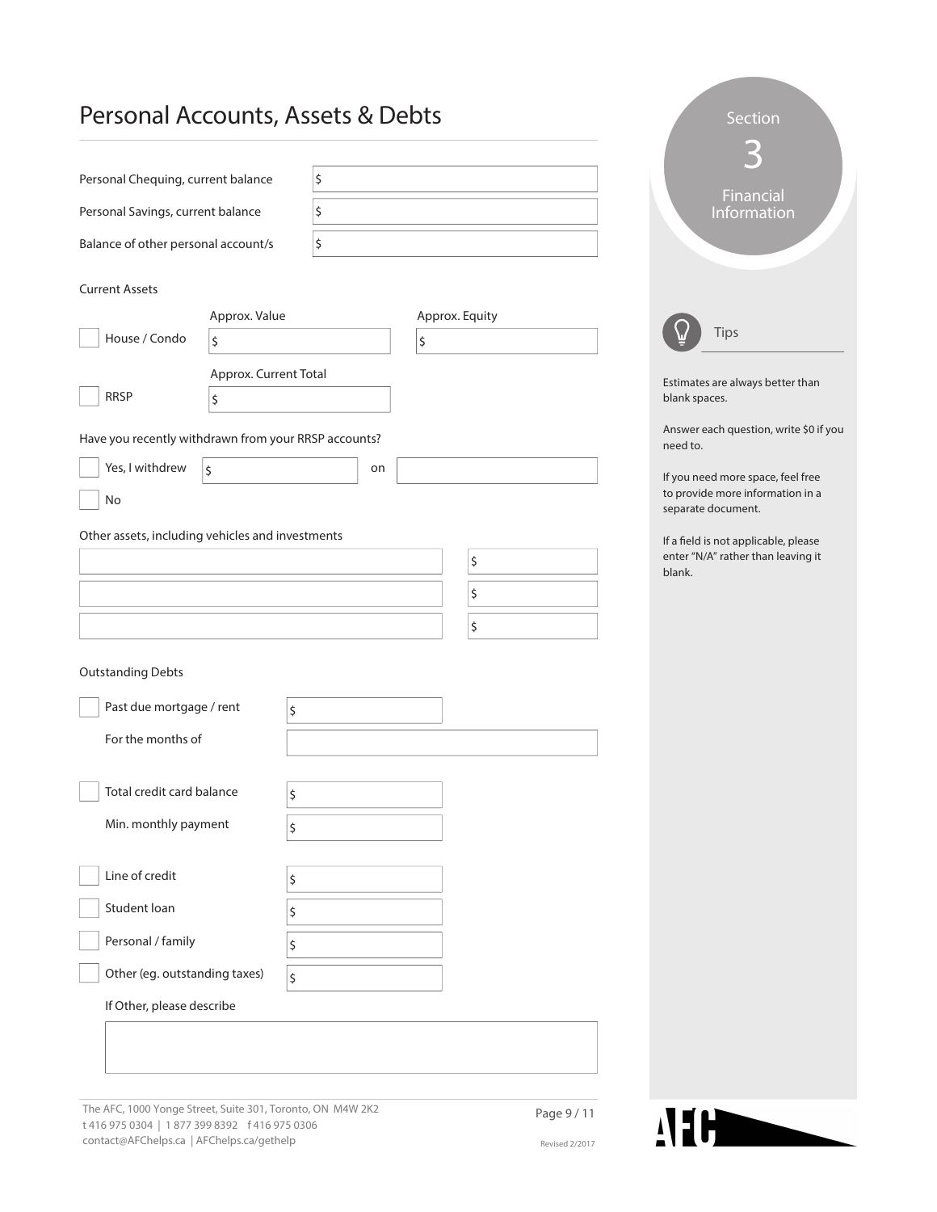# Personal Accounts, Assets & Debts

Personal Chequing, current balance $

Personal Savings, current balance $

Balance of other personal account/s $

## Current Assets

| | Approx. Value | Approx. Equity |
|---|---|---|
| ☐ House / Condo | $ | $ |

| | Approx. Current Total |
|---|---|
| ☐ RRSP | $ |

Have you recently withdrawn from your RRSP accounts?

☐ Yes, I withdrew $ on

☐ No

Other assets, including vehicles and investments

| | |
|---|---|
| | $ |
| | $ |
| | $ |

## Outstanding Debts

☐ Past due mortgage / rent $

For the months of

☐ Total credit card balance $

Min. monthly payment $

☐ Line of credit $

☐ Student loan $

☐ Personal / family $

☐ Other (eg. outstanding taxes) $

If Other, please describe

Section 3 Financial Information

### Tips

Estimates are always better than blank spaces.

Answer each question, write $0 if you need to.

If you need more space, feel free to provide more information in a separate document.

If a field is not applicable, please enter "N/A" rather than leaving it blank.

The AFC, 1000 Yonge Street, Suite 301, Toronto, ON M4W 2K2
t 416 975 0304 | 1 877 399 8392 f 416 975 0306
contact@AFChelps.ca | AFChelps.ca/gethelp

Revised 2/2017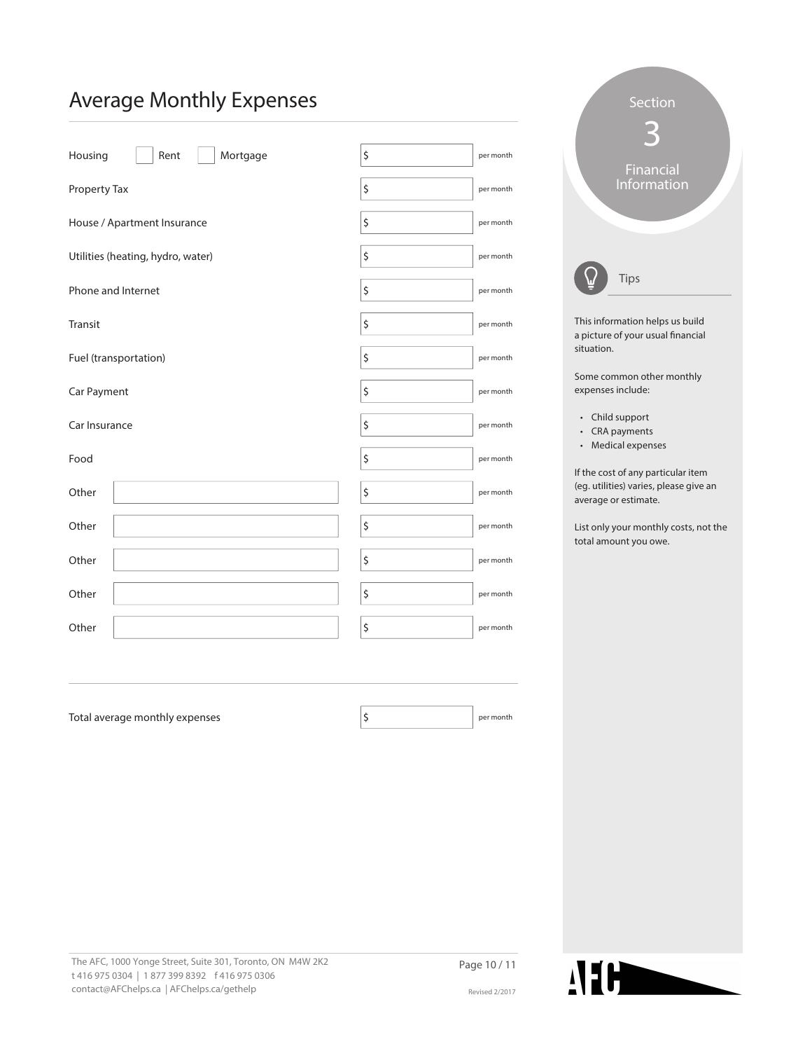# Average Monthly Expenses

| | | |
|---|---|---|
| Housing ☐ Rent ☐ Mortgage | $ | per month |
| Property Tax | $ | per month |
| House / Apartment Insurance | $ | per month |
| Utilities (heating, hydro, water) | $ | per month |
| Phone and Internet | $ | per month |
| Transit | $ | per month |
| Fuel (transportation) | $ | per month |
| Car Payment | $ | per month |
| Car Insurance | $ | per month |
| Food | $ | per month |
| Other ______ | $ | per month |
| Other ______ | $ | per month |
| Other ______ | $ | per month |
| Other ______ | $ | per month |
| Other ______ | $ | per month |

| | | |
|---|---|---|
| Total average monthly expenses | $ | per month |

Section 3 Financial Information

Tips

This information helps us build a picture of your usual financial situation.

Some common other monthly expenses include:

- Child support
- CRA payments
- Medical expenses

If the cost of any particular item (eg. utilities) varies, please give an average or estimate.

List only your monthly costs, not the total amount you owe.

The AFC, 1000 Yonge Street, Suite 301, Toronto, ON M4W 2K2
t 416 975 0304 | 1 877 399 8392 f 416 975 0306
contact@AFChelps.ca | AFChelps.ca/gethelp

Revised 2/2017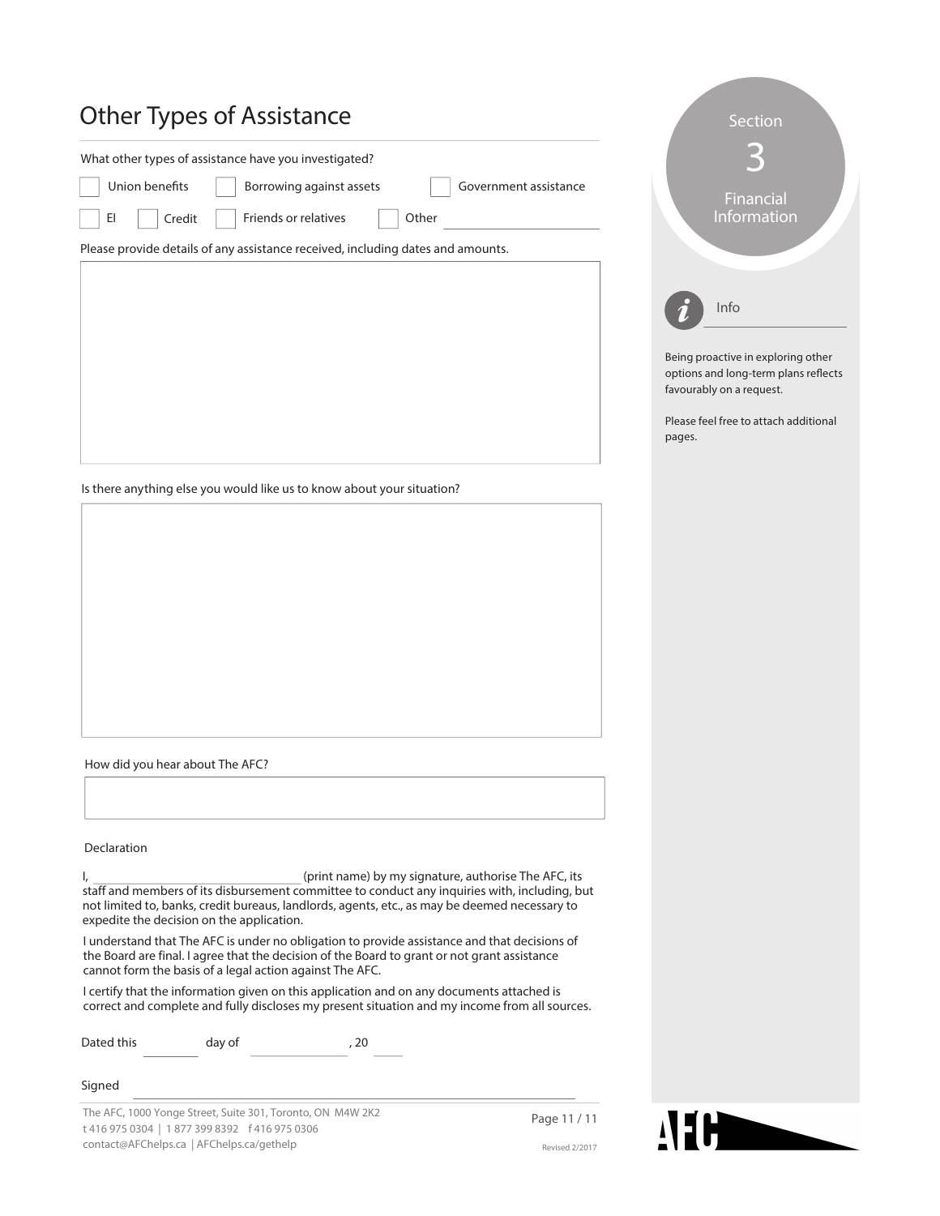# Other Types of Assistance

What other types of assistance have you investigated?

☐ Union benefits ☐ Borrowing against assets ☐ Government assistance

☐ EI ☐ Credit ☐ Friends or relatives ☐ Other \_\_\_\_\_\_\_\_\_\_\_\_\_\_\_\_

Please provide details of any assistance received, including dates and amounts.

Is there anything else you would like us to know about your situation?

How did you hear about The AFC?

Declaration

I, \_\_\_\_\_\_\_\_\_\_\_\_\_\_\_\_\_\_\_\_\_\_\_\_\_\_\_\_\_\_ (print name) by my signature, authorise The AFC, its staff and members of its disbursement committee to conduct any inquiries with, including, but not limited to, banks, credit bureaus, landlords, agents, etc., as may be deemed necessary to expedite the decision on the application.

I understand that The AFC is under no obligation to provide assistance and that decisions of the Board are final. I agree that the decision of the Board to grant or not grant assistance cannot form the basis of a legal action against The AFC.

I certify that the information given on this application and on any documents attached is correct and complete and fully discloses my present situation and my income from all sources.

Dated this \_\_\_\_\_\_\_\_ day of \_\_\_\_\_\_\_\_\_\_\_\_\_\_, 20 \_\_\_\_

Signed \_\_\_\_\_\_\_\_\_\_\_\_\_\_\_\_\_\_\_\_\_\_\_\_\_\_\_\_\_\_\_\_\_\_\_\_\_\_\_\_\_\_\_\_\_\_\_\_\_\_\_\_

Section 3

Financial Information

Info

Being proactive in exploring other options and long-term plans reflects favourably on a request.

Please feel free to attach additional pages.

The AFC, 1000 Yonge Street, Suite 301, Toronto, ON M4W 2K2
t 416 975 0304 | 1 877 399 8392 f 416 975 0306
contact@AFChelps.ca | AFChelps.ca/gethelp

Revised 2/2017